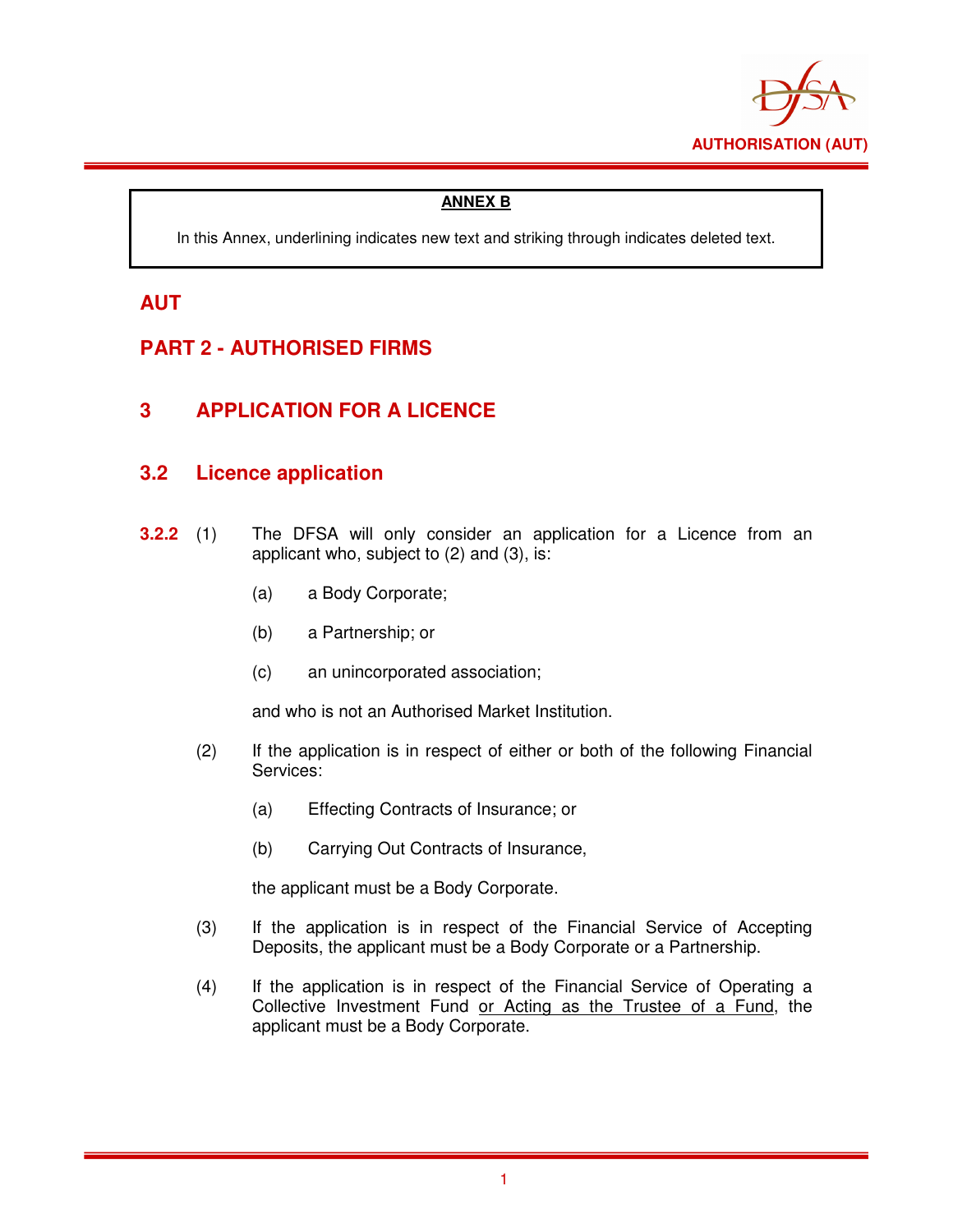**ANNEX B**

In this Annex, underlining indicates new text and striking through indicates deleted text.

# AUT

## PART 2 - AUTHORISED FIRMS

## 3 APPLICATION FOR A LICENCE

### 3.2 Licence application

**3.2.2** (1) The DFSA will only consider an application for a Licence from an applicant who, subject to (2) and (3), is:

(a) a Body Corporate;

(b) a Partnership; or

(c) an unincorporated association;

and who is not an Authorised Market Institution.

(2) If the application is in respect of either or both of the following Financial Services:

(a) Effecting Contracts of Insurance; or

(b) Carrying Out Contracts of Insurance,

the applicant must be a Body Corporate.

(3) If the application is in respect of the Financial Service of Accepting Deposits, the applicant must be a Body Corporate or a Partnership.

(4) If the application is in respect of the Financial Service of Operating a Collective Investment Fund <u>or Acting as the Trustee of a Fund</u>, the applicant must be a Body Corporate.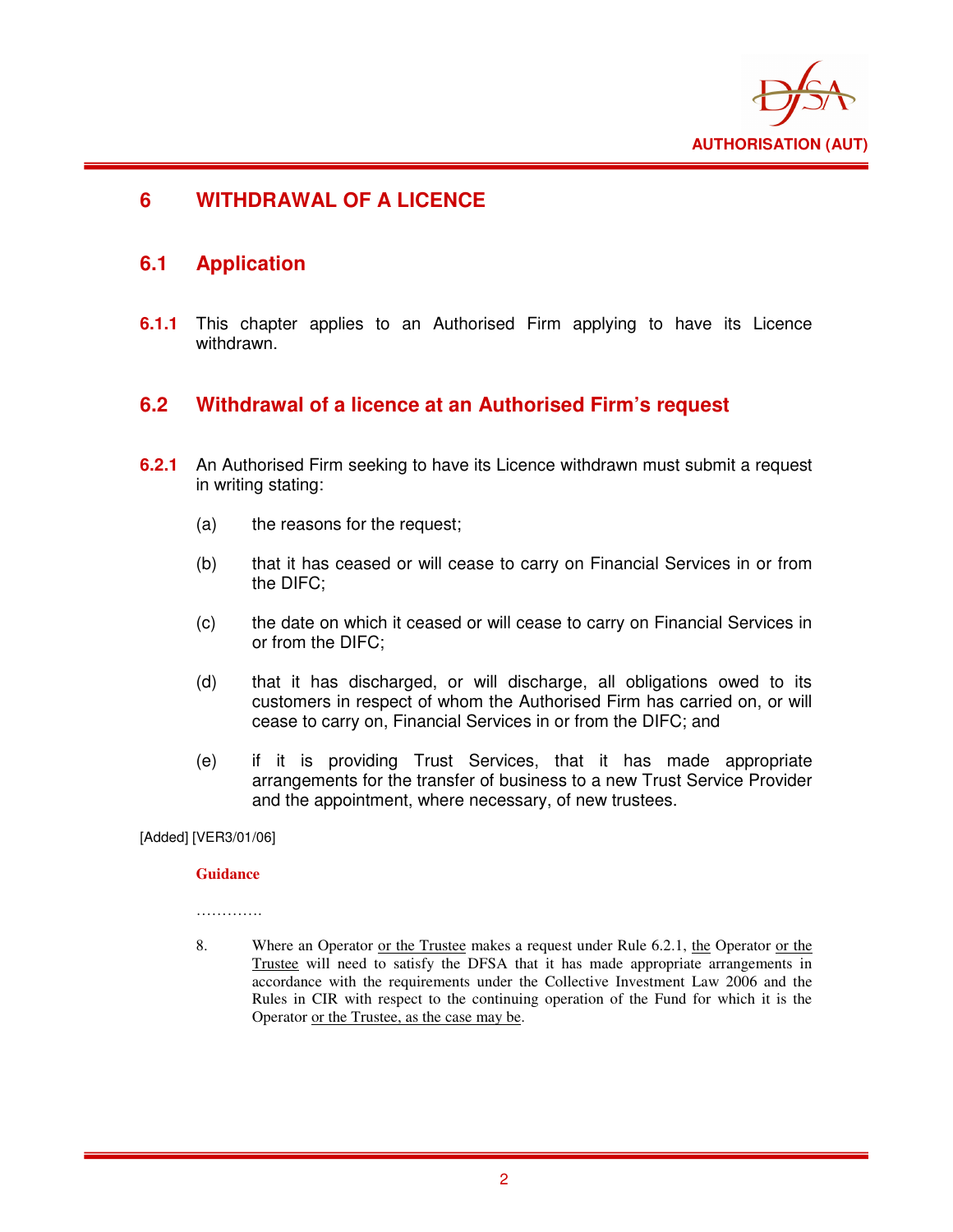# 6 WITHDRAWAL OF A LICENCE

## 6.1 Application

**6.1.1** This chapter applies to an Authorised Firm applying to have its Licence withdrawn.

## 6.2 Withdrawal of a licence at an Authorised Firm's request

**6.2.1** An Authorised Firm seeking to have its Licence withdrawn must submit a request in writing stating:

(a) the reasons for the request;

(b) that it has ceased or will cease to carry on Financial Services in or from the DIFC;

(c) the date on which it ceased or will cease to carry on Financial Services in or from the DIFC;

(d) that it has discharged, or will discharge, all obligations owed to its customers in respect of whom the Authorised Firm has carried on, or will cease to carry on, Financial Services in or from the DIFC; and

(e) if it is providing Trust Services, that it has made appropriate arrangements for the transfer of business to a new Trust Service Provider and the appointment, where necessary, of new trustees.

[Added] [VER3/01/06]

**Guidance**

………….

8. Where an Operator or the Trustee makes a request under Rule 6.2.1, the Operator or the Trustee will need to satisfy the DFSA that it has made appropriate arrangements in accordance with the requirements under the Collective Investment Law 2006 and the Rules in CIR with respect to the continuing operation of the Fund for which it is the Operator or the Trustee, as the case may be.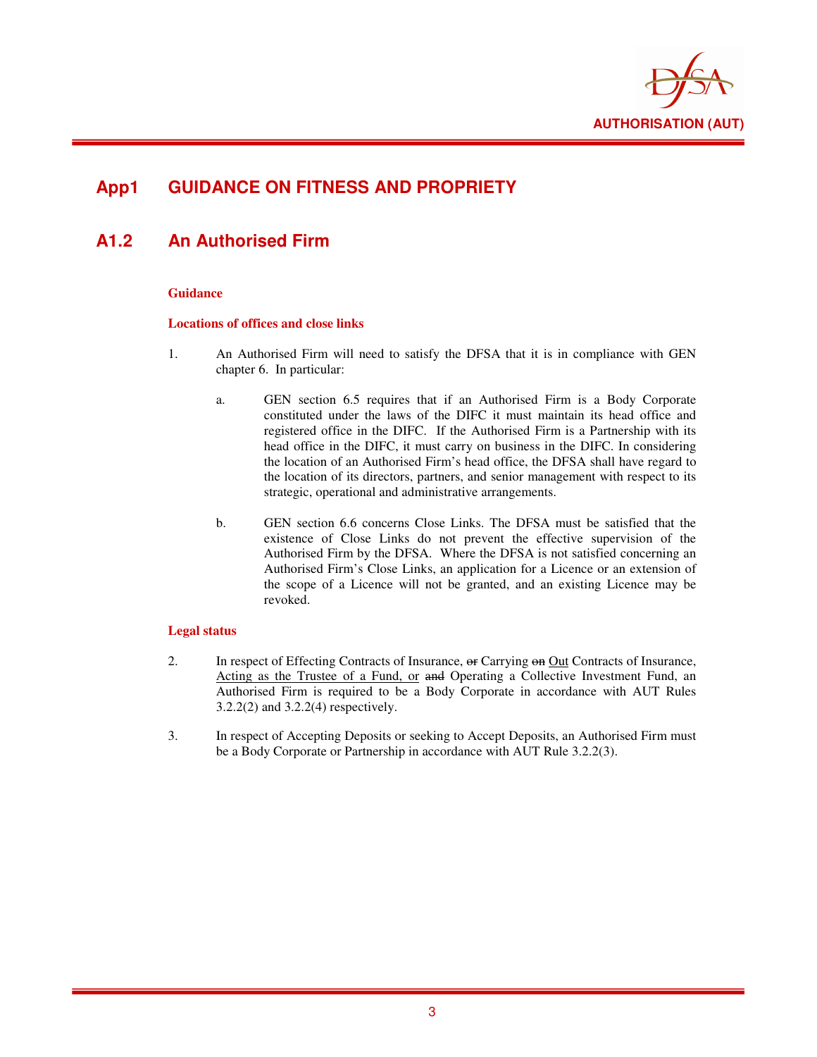# App1 GUIDANCE ON FITNESS AND PROPRIETY

## A1.2 An Authorised Firm

**Guidance**

**Locations of offices and close links**

1. An Authorised Firm will need to satisfy the DFSA that it is in compliance with GEN chapter 6. In particular:

   a. GEN section 6.5 requires that if an Authorised Firm is a Body Corporate constituted under the laws of the DIFC it must maintain its head office and registered office in the DIFC. If the Authorised Firm is a Partnership with its head office in the DIFC, it must carry on business in the DIFC. In considering the location of an Authorised Firm's head office, the DFSA shall have regard to the location of its directors, partners, and senior management with respect to its strategic, operational and administrative arrangements.

   b. GEN section 6.6 concerns Close Links. The DFSA must be satisfied that the existence of Close Links do not prevent the effective supervision of the Authorised Firm by the DFSA. Where the DFSA is not satisfied concerning an Authorised Firm's Close Links, an application for a Licence or an extension of the scope of a Licence will not be granted, and an existing Licence may be revoked.

**Legal status**

2. In respect of Effecting Contracts of Insurance, ~~or~~ Carrying ~~on~~ <u>Out</u> Contracts of Insurance, <u>Acting as the Trustee of a Fund, or</u> ~~and~~ Operating a Collective Investment Fund, an Authorised Firm is required to be a Body Corporate in accordance with AUT Rules 3.2.2(2) and 3.2.2(4) respectively.

3. In respect of Accepting Deposits or seeking to Accept Deposits, an Authorised Firm must be a Body Corporate or Partnership in accordance with AUT Rule 3.2.2(3).